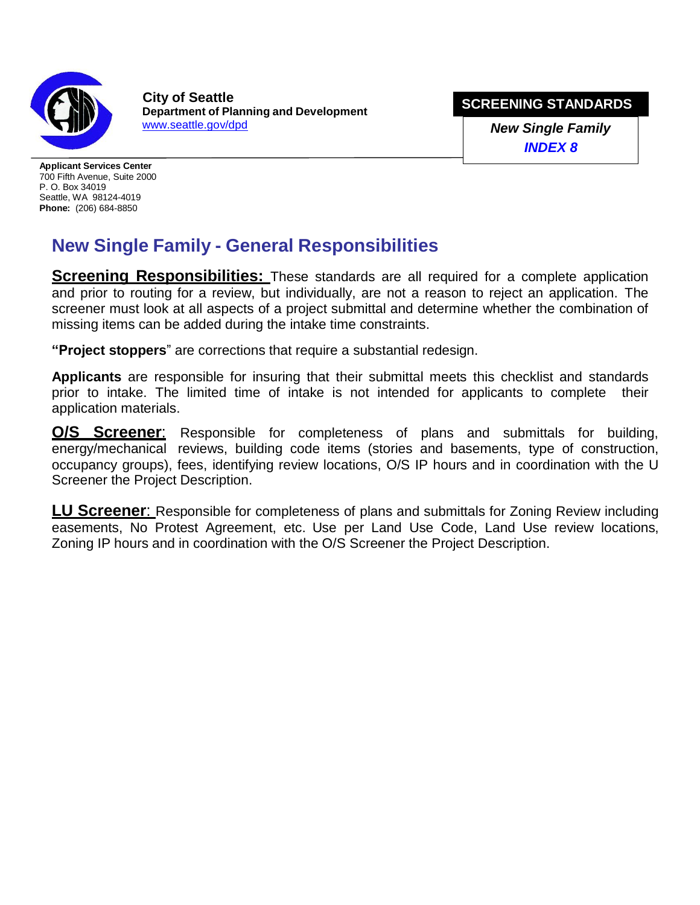**City of Seattle**
**Department of Planning and Development**
www.seattle.gov/dpd

**SCREENING STANDARDS**

***New Single Family***
***INDEX 8***

**Applicant Services Center**
700 Fifth Avenue, Suite 2000
P. O. Box 34019
Seattle, WA 98124-4019
**Phone:** (206) 684-8850

# New Single Family - General Responsibilities

**Screening Responsibilities:** These standards are all required for a complete application and prior to routing for a review, but individually, are not a reason to reject an application. The screener must look at all aspects of a project submittal and determine whether the combination of missing items can be added during the intake time constraints.

**"Project stoppers"** are corrections that require a substantial redesign.

**Applicants** are responsible for insuring that their submittal meets this checklist and standards prior to intake. The limited time of intake is not intended for applicants to complete their application materials.

**O/S Screener**: Responsible for completeness of plans and submittals for building, energy/mechanical reviews, building code items (stories and basements, type of construction, occupancy groups), fees, identifying review locations, O/S IP hours and in coordination with the U Screener the Project Description.

**LU Screener**: Responsible for completeness of plans and submittals for Zoning Review including easements, No Protest Agreement, etc. Use per Land Use Code, Land Use review locations, Zoning IP hours and in coordination with the O/S Screener the Project Description.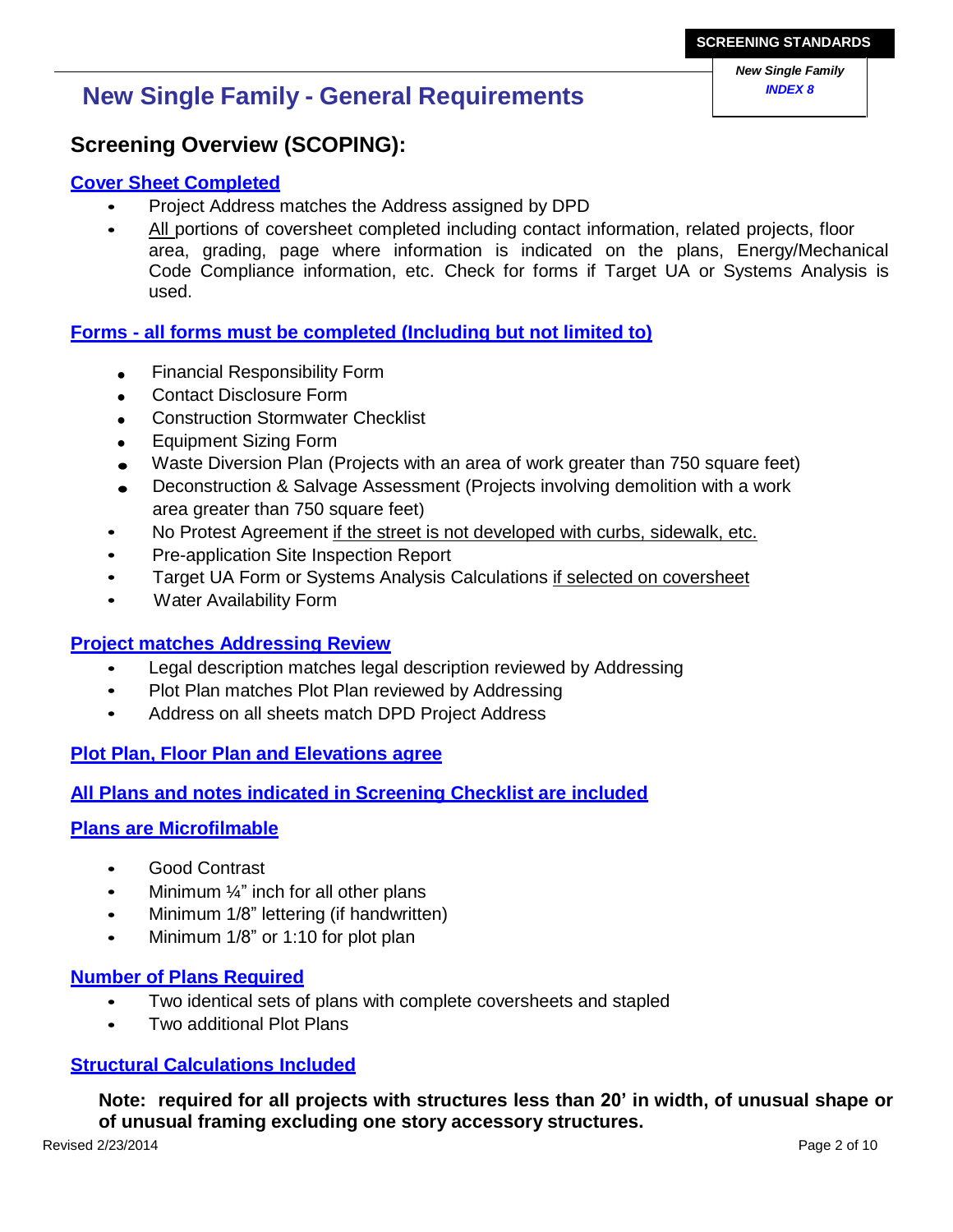# New Single Family - General Requirements

## Screening Overview (SCOPING):

### Cover Sheet Completed

- Project Address matches the Address assigned by DPD
- All portions of coversheet completed including contact information, related projects, floor area, grading, page where information is indicated on the plans, Energy/Mechanical Code Compliance information, etc. Check for forms if Target UA or Systems Analysis is used.

### Forms - all forms must be completed (Including but not limited to)

- Financial Responsibility Form
- Contact Disclosure Form
- Construction Stormwater Checklist
- Equipment Sizing Form
- Waste Diversion Plan (Projects with an area of work greater than 750 square feet)
- Deconstruction & Salvage Assessment (Projects involving demolition with a work area greater than 750 square feet)
- No Protest Agreement if the street is not developed with curbs, sidewalk, etc.
- Pre-application Site Inspection Report
- Target UA Form or Systems Analysis Calculations if selected on coversheet
- Water Availability Form

### Project matches Addressing Review

- Legal description matches legal description reviewed by Addressing
- Plot Plan matches Plot Plan reviewed by Addressing
- Address on all sheets match DPD Project Address

### Plot Plan, Floor Plan and Elevations agree

### All Plans and notes indicated in Screening Checklist are included

### Plans are Microfilmable

- Good Contrast
- Minimum ¼" inch for all other plans
- Minimum 1/8" lettering (if handwritten)
- Minimum 1/8" or 1:10 for plot plan

### Number of Plans Required

- Two identical sets of plans with complete coversheets and stapled
- Two additional Plot Plans

### Structural Calculations Included

**Note: required for all projects with structures less than 20' in width, of unusual shape or of unusual framing excluding one story accessory structures.**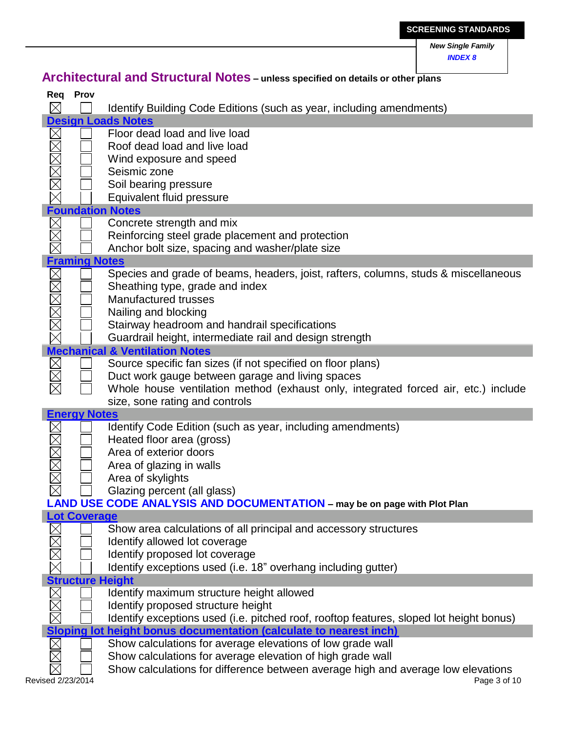# Architectural and Structural Notes – unless specified on details or other plans

| Req | Prov | |
|---|---|---|
| ☒ | ☐ | Identify Building Code Editions (such as year, including amendments) |
| **Design Loads Notes** | | |
| ☒ | ☐ | Floor dead load and live load |
| ☒ | ☐ | Roof dead load and live load |
| ☒ | ☐ | Wind exposure and speed |
| ☒ | ☐ | Seismic zone |
| ☒ | ☐ | Soil bearing pressure |
| ☒ | ☐ | Equivalent fluid pressure |
| **Foundation Notes** | | |
| ☒ | ☐ | Concrete strength and mix |
| ☒ | ☐ | Reinforcing steel grade placement and protection |
| ☒ | ☐ | Anchor bolt size, spacing and washer/plate size |
| **Framing Notes** | | |
| ☒ | ☐ | Species and grade of beams, headers, joist, rafters, columns, studs & miscellaneous |
| ☒ | ☐ | Sheathing type, grade and index |
| ☒ | ☐ | Manufactured trusses |
| ☒ | ☐ | Nailing and blocking |
| ☒ | ☐ | Stairway headroom and handrail specifications |
| ☒ | ☐ | Guardrail height, intermediate rail and design strength |
| **Mechanical & Ventilation Notes** | | |
| ☒ | ☐ | Source specific fan sizes (if not specified on floor plans) |
| ☒ | ☐ | Duct work gauge between garage and living spaces |
| ☒ | ☐ | Whole house ventilation method (exhaust only, integrated forced air, etc.) include size, sone rating and controls |
| **Energy Notes** | | |
| ☒ | ☐ | Identify Code Edition (such as year, including amendments) |
| ☒ | ☐ | Heated floor area (gross) |
| ☒ | ☐ | Area of exterior doors |
| ☒ | ☐ | Area of glazing in walls |
| ☒ | ☐ | Area of skylights |
| ☒ | ☐ | Glazing percent (all glass) |

## LAND USE CODE ANALYSIS AND DOCUMENTATION – may be on page with Plot Plan

| Req | Prov | |
|---|---|---|
| **Lot Coverage** | | |
| ☒ | ☐ | Show area calculations of all principal and accessory structures |
| ☒ | ☐ | Identify allowed lot coverage |
| ☒ | ☐ | Identify proposed lot coverage |
| ☒ | ☐ | Identify exceptions used (i.e. 18" overhang including gutter) |
| **Structure Height** | | |
| ☒ | ☐ | Identify maximum structure height allowed |
| ☒ | ☐ | Identify proposed structure height |
| ☒ | ☐ | Identify exceptions used (i.e. pitched roof, rooftop features, sloped lot height bonus) |
| **Sloping lot height bonus documentation (calculate to nearest inch)** | | |
| ☒ | ☐ | Show calculations for average elevations of low grade wall |
| ☒ | ☐ | Show calculations for average elevation of high grade wall |
| ☒ | ☐ | Show calculations for difference between average high and average low elevations |

Revised 2/23/2014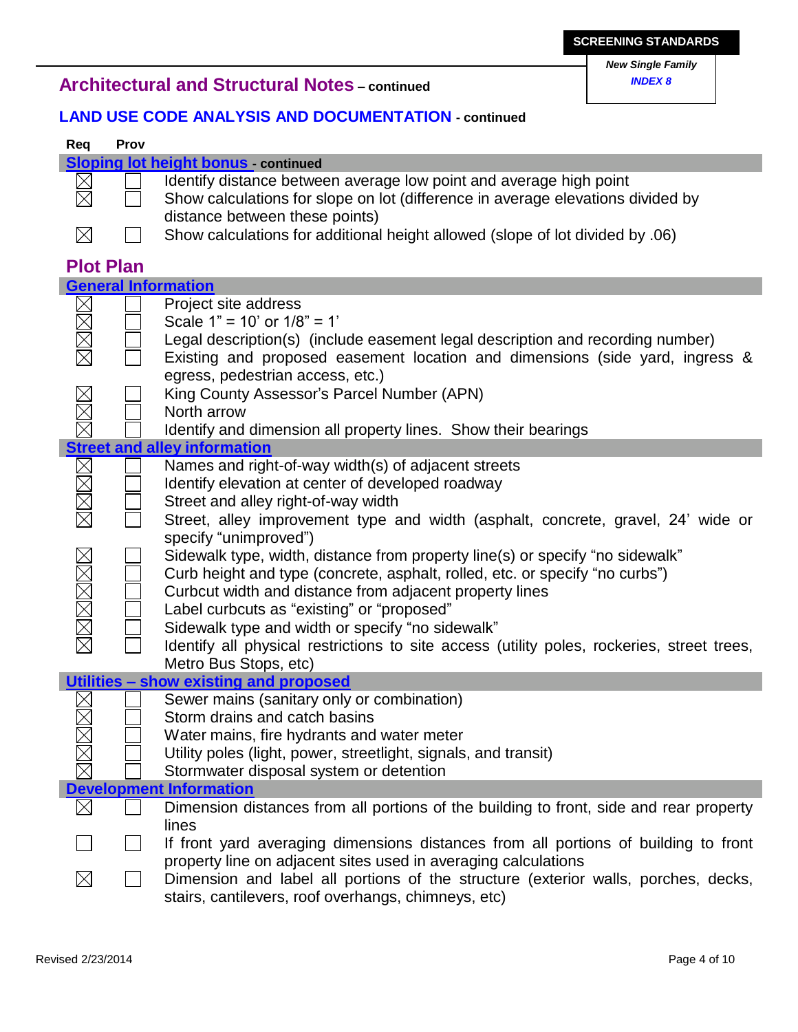**SCREENING STANDARDS**

*New Single Family*
***INDEX 8***

## Architectural and Structural Notes – continued

### LAND USE CODE ANALYSIS AND DOCUMENTATION - continued

| Req | Prov | |
|---|---|---|
| | | **Sloping lot height bonus - continued** |
| ☒ | ☐ | Identify distance between average low point and average high point |
| ☒ | ☐ | Show calculations for slope on lot (difference in average elevations divided by distance between these points) |
| ☒ | ☐ | Show calculations for additional height allowed (slope of lot divided by .06) |

## Plot Plan

| Req | Prov | |
|---|---|---|
| | | **General Information** |
| ☒ | ☐ | Project site address |
| ☒ | ☐ | Scale 1" = 10' or 1/8" = 1' |
| ☒ | ☐ | Legal description(s) (include easement legal description and recording number) |
| ☒ | ☐ | Existing and proposed easement location and dimensions (side yard, ingress & egress, pedestrian access, etc.) |
| ☒ | ☐ | King County Assessor's Parcel Number (APN) |
| ☒ | ☐ | North arrow |
| ☒ | ☐ | Identify and dimension all property lines. Show their bearings |
| | | **Street and alley information** |
| ☒ | ☐ | Names and right-of-way width(s) of adjacent streets |
| ☒ | ☐ | Identify elevation at center of developed roadway |
| ☒ | ☐ | Street and alley right-of-way width |
| ☒ | ☐ | Street, alley improvement type and width (asphalt, concrete, gravel, 24' wide or specify "unimproved") |
| ☒ | ☐ | Sidewalk type, width, distance from property line(s) or specify "no sidewalk" |
| ☒ | ☐ | Curb height and type (concrete, asphalt, rolled, etc. or specify "no curbs") |
| ☒ | ☐ | Curbcut width and distance from adjacent property lines |
| ☒ | ☐ | Label curbcuts as "existing" or "proposed" |
| ☒ | ☐ | Sidewalk type and width or specify "no sidewalk" |
| ☒ | ☐ | Identify all physical restrictions to site access (utility poles, rockeries, street trees, Metro Bus Stops, etc) |
| | | **Utilities – show existing and proposed** |
| ☒ | ☐ | Sewer mains (sanitary only or combination) |
| ☒ | ☐ | Storm drains and catch basins |
| ☒ | ☐ | Water mains, fire hydrants and water meter |
| ☒ | ☐ | Utility poles (light, power, streetlight, signals, and transit) |
| ☒ | ☐ | Stormwater disposal system or detention |
| | | **Development Information** |
| ☒ | ☐ | Dimension distances from all portions of the building to front, side and rear property lines |
| ☐ | ☐ | If front yard averaging dimensions distances from all portions of building to front property line on adjacent sites used in averaging calculations |
| ☒ | ☐ | Dimension and label all portions of the structure (exterior walls, porches, decks, stairs, cantilevers, roof overhangs, chimneys, etc) |

Revised 2/23/2014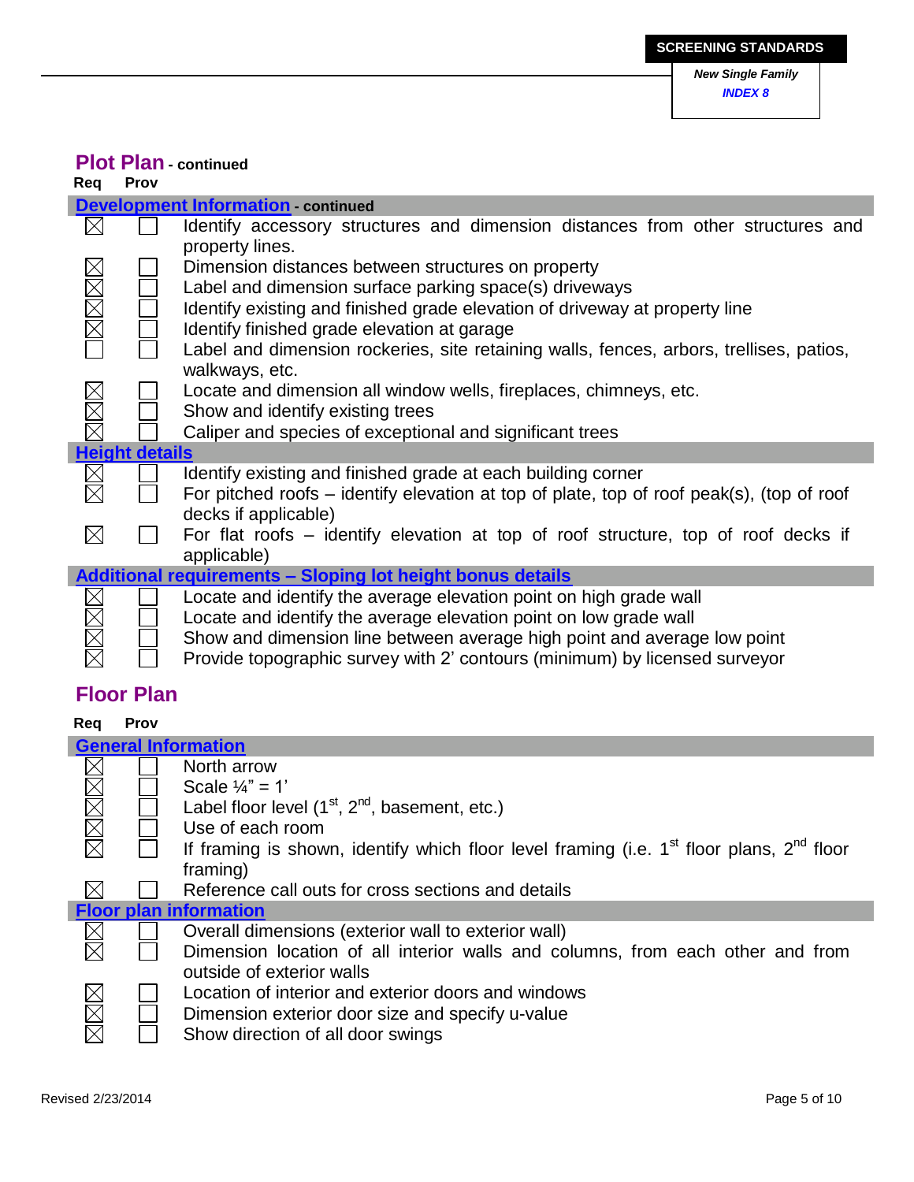## Plot Plan - continued

| Req | Prov | Development Information - continued |
|---|---|---|
| ☒ | ☐ | Identify accessory structures and dimension distances from other structures and property lines. |
| ☒ | ☐ | Dimension distances between structures on property |
| ☒ | ☐ | Label and dimension surface parking space(s) driveways |
| ☒ | ☐ | Identify existing and finished grade elevation of driveway at property line |
| ☒ | ☐ | Identify finished grade elevation at garage |
| ☐ | ☐ | Label and dimension rockeries, site retaining walls, fences, arbors, trellises, patios, walkways, etc. |
| ☒ | ☐ | Locate and dimension all window wells, fireplaces, chimneys, etc. |
| ☒ | ☐ | Show and identify existing trees |
| ☒ | ☐ | Caliper and species of exceptional and significant trees |
| | | **Height details** |
| ☒ | ☐ | Identify existing and finished grade at each building corner |
| ☒ | ☐ | For pitched roofs – identify elevation at top of plate, top of roof peak(s), (top of roof decks if applicable) |
| ☒ | ☐ | For flat roofs – identify elevation at top of roof structure, top of roof decks if applicable) |
| | | **Additional requirements – Sloping lot height bonus details** |
| ☒ | ☐ | Locate and identify the average elevation point on high grade wall |
| ☒ | ☐ | Locate and identify the average elevation point on low grade wall |
| ☒ | ☐ | Show and dimension line between average high point and average low point |
| ☒ | ☐ | Provide topographic survey with 2' contours (minimum) by licensed surveyor |

## Floor Plan

| Req | Prov | General Information |
|---|---|---|
| ☒ | ☐ | North arrow |
| ☒ | ☐ | Scale ¼" = 1' |
| ☒ | ☐ | Label floor level (1st, 2nd, basement, etc.) |
| ☒ | ☐ | Use of each room |
| ☒ | ☐ | If framing is shown, identify which floor level framing (i.e. 1st floor plans, 2nd floor framing) |
| ☒ | ☐ | Reference call outs for cross sections and details |
| | | **Floor plan information** |
| ☒ | ☐ | Overall dimensions (exterior wall to exterior wall) |
| ☒ | ☐ | Dimension location of all interior walls and columns, from each other and from outside of exterior walls |
| ☒ | ☐ | Location of interior and exterior doors and windows |
| ☒ | ☐ | Dimension exterior door size and specify u-value |
| ☒ | ☐ | Show direction of all door swings |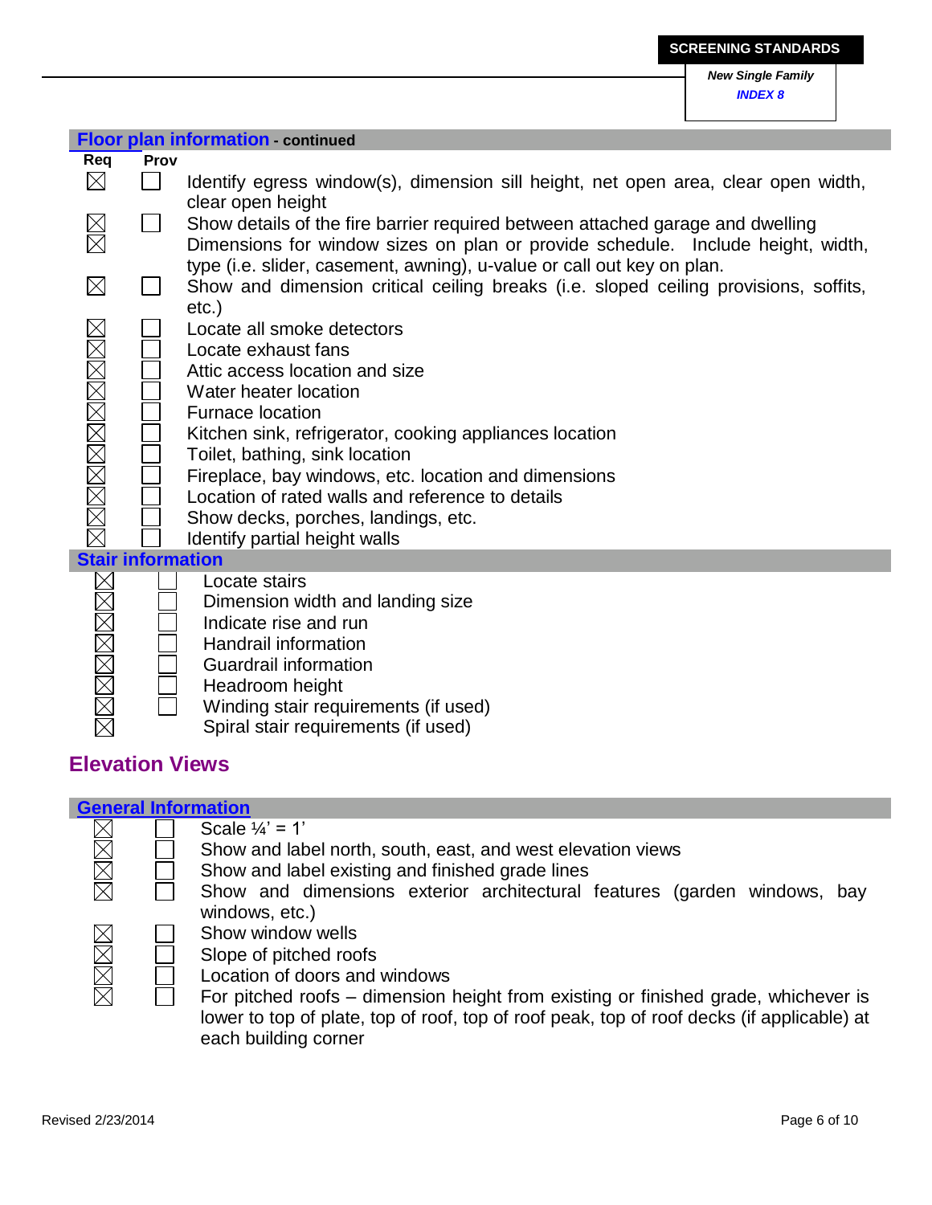## Floor plan information - continued

| Req | Prov | |
|---|---|---|
| ☒ | ☐ | Identify egress window(s), dimension sill height, net open area, clear open width, clear open height |
| ☒ | ☐ | Show details of the fire barrier required between attached garage and dwelling |
| ☒ | | Dimensions for window sizes on plan or provide schedule. Include height, width, type (i.e. slider, casement, awning), u-value or call out key on plan. |
| ☒ | ☐ | Show and dimension critical ceiling breaks (i.e. sloped ceiling provisions, soffits, etc.) |
| ☒ | ☐ | Locate all smoke detectors |
| ☒ | ☐ | Locate exhaust fans |
| ☒ | ☐ | Attic access location and size |
| ☒ | ☐ | Water heater location |
| ☒ | ☐ | Furnace location |
| ☒ | ☐ | Kitchen sink, refrigerator, cooking appliances location |
| ☒ | ☐ | Toilet, bathing, sink location |
| ☒ | ☐ | Fireplace, bay windows, etc. location and dimensions |
| ☒ | ☐ | Location of rated walls and reference to details |
| ☒ | ☐ | Show decks, porches, landings, etc. |
| ☒ | ☐ | Identify partial height walls |

## Stair information

| Req | Prov | |
|---|---|---|
| ☒ | ☐ | Locate stairs |
| ☒ | ☐ | Dimension width and landing size |
| ☒ | ☐ | Indicate rise and run |
| ☒ | ☐ | Handrail information |
| ☒ | ☐ | Guardrail information |
| ☒ | ☐ | Headroom height |
| ☒ | ☐ | Winding stair requirements (if used) |
| ☒ | | Spiral stair requirements (if used) |

# Elevation Views

## General Information

| Req | Prov | |
|---|---|---|
| ☒ | ☐ | Scale ¼' = 1' |
| ☒ | ☐ | Show and label north, south, east, and west elevation views |
| ☒ | ☐ | Show and label existing and finished grade lines |
| ☒ | ☐ | Show and dimensions exterior architectural features (garden windows, bay windows, etc.) |
| ☒ | ☐ | Show window wells |
| ☒ | ☐ | Slope of pitched roofs |
| ☒ | ☐ | Location of doors and windows |
| ☒ | ☐ | For pitched roofs – dimension height from existing or finished grade, whichever is lower to top of plate, top of roof, top of roof peak, top of roof decks (if applicable) at each building corner |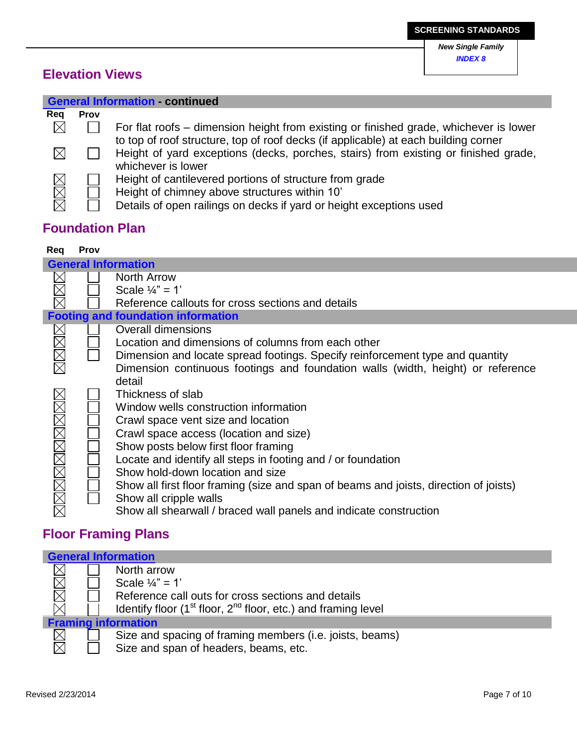## Elevation Views

| Req | Prov | General Information - continued |
|---|---|---|
| ☒ | ☐ | For flat roofs – dimension height from existing or finished grade, whichever is lower to top of roof structure, top of roof decks (if applicable) at each building corner |
| ☒ | ☐ | Height of yard exceptions (decks, porches, stairs) from existing or finished grade, whichever is lower |
| ☒ | ☐ | Height of cantilevered portions of structure from grade |
| ☒ | ☐ | Height of chimney above structures within 10' |
| ☒ | ☐ | Details of open railings on decks if yard or height exceptions used |

## Foundation Plan

| Req | Prov | |
|---|---|---|
| | | **General Information** |
| ☒ | ☐ | North Arrow |
| ☒ | ☐ | Scale ¼" = 1' |
| ☒ | ☐ | Reference callouts for cross sections and details |
| | | **Footing and foundation information** |
| ☒ | ☐ | Overall dimensions |
| ☒ | ☐ | Location and dimensions of columns from each other |
| ☒ | ☐ | Dimension and locate spread footings. Specify reinforcement type and quantity |
| ☒ | | Dimension continuous footings and foundation walls (width, height) or reference detail |
| ☒ | ☐ | Thickness of slab |
| ☒ | ☐ | Window wells construction information |
| ☒ | ☐ | Crawl space vent size and location |
| ☒ | ☐ | Crawl space access (location and size) |
| ☒ | ☐ | Show posts below first floor framing |
| ☒ | ☐ | Locate and identify all steps in footing and / or foundation |
| ☒ | ☐ | Show hold-down location and size |
| ☒ | ☐ | Show all first floor framing (size and span of beams and joists, direction of joists) |
| ☒ | ☐ | Show all cripple walls |
| ☒ | | Show all shearwall / braced wall panels and indicate construction |

## Floor Framing Plans

| Req | Prov | |
|---|---|---|
| | | **General Information** |
| ☒ | ☐ | North arrow |
| ☒ | ☐ | Scale ¼" = 1' |
| ☒ | ☐ | Reference call outs for cross sections and details |
| ☒ | ☐ | Identify floor (1st floor, 2nd floor, etc.) and framing level |
| | | **Framing information** |
| ☒ | ☐ | Size and spacing of framing members (i.e. joists, beams) |
| ☒ | ☐ | Size and span of headers, beams, etc. |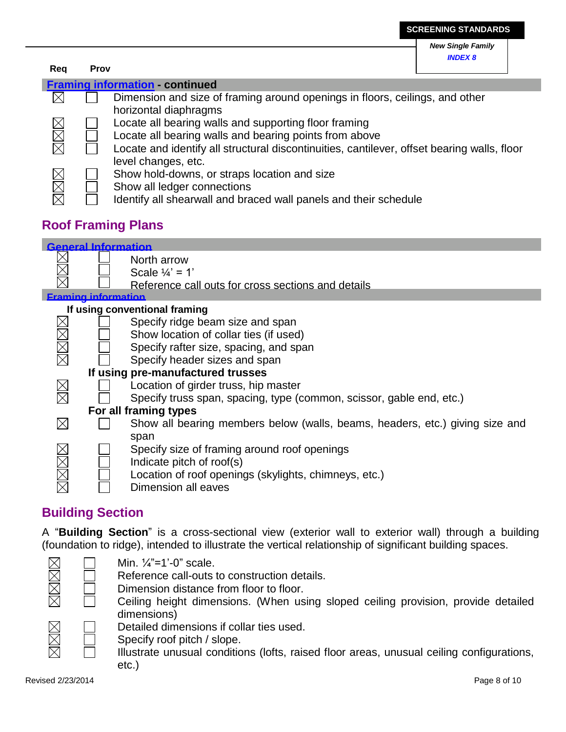| Req | Prov | |
|---|---|---|
| **Framing information - continued** | | |
| ☒ | ☐ | Dimension and size of framing around openings in floors, ceilings, and other horizontal diaphragms |
| ☒ | ☐ | Locate all bearing walls and supporting floor framing |
| ☒ | ☐ | Locate all bearing walls and bearing points from above |
| ☒ | ☐ | Locate and identify all structural discontinuities, cantilever, offset bearing walls, floor level changes, etc. |
| ☒ | ☐ | Show hold-downs, or straps location and size |
| ☒ | ☐ | Show all ledger connections |
| ☒ | ☐ | Identify all shearwall and braced wall panels and their schedule |

## Roof Framing Plans

| Req | Prov | |
|---|---|---|
| **General Information** | | |
| ☒ | ☐ | North arrow |
| ☒ | ☐ | Scale ¼' = 1' |
| ☒ | ☐ | Reference call outs for cross sections and details |
| **Framing information** | | |
| **If using conventional framing** | | |
| ☒ | ☐ | Specify ridge beam size and span |
| ☒ | ☐ | Show location of collar ties (if used) |
| ☒ | ☐ | Specify rafter size, spacing, and span |
| ☒ | ☐ | Specify header sizes and span |
| **If using pre-manufactured trusses** | | |
| ☒ | ☐ | Location of girder truss, hip master |
| ☒ | ☐ | Specify truss span, spacing, type (common, scissor, gable end, etc.) |
| **For all framing types** | | |
| ☒ | ☐ | Show all bearing members below (walls, beams, headers, etc.) giving size and span |
| ☒ | ☐ | Specify size of framing around roof openings |
| ☒ | ☐ | Indicate pitch of roof(s) |
| ☒ | ☐ | Location of roof openings (skylights, chimneys, etc.) |
| ☒ | ☐ | Dimension all eaves |

## Building Section

A "**Building Section**" is a cross-sectional view (exterior wall to exterior wall) through a building (foundation to ridge), intended to illustrate the vertical relationship of significant building spaces.

| Req | Prov | |
|---|---|---|
| ☒ | ☐ | Min. ¼"=1'-0" scale. |
| ☒ | ☐ | Reference call-outs to construction details. |
| ☒ | ☐ | Dimension distance from floor to floor. |
| ☒ | ☐ | Ceiling height dimensions. (When using sloped ceiling provision, provide detailed dimensions) |
| ☒ | ☐ | Detailed dimensions if collar ties used. |
| ☒ | ☐ | Specify roof pitch / slope. |
| ☒ | ☐ | Illustrate unusual conditions (lofts, raised floor areas, unusual ceiling configurations, etc.) |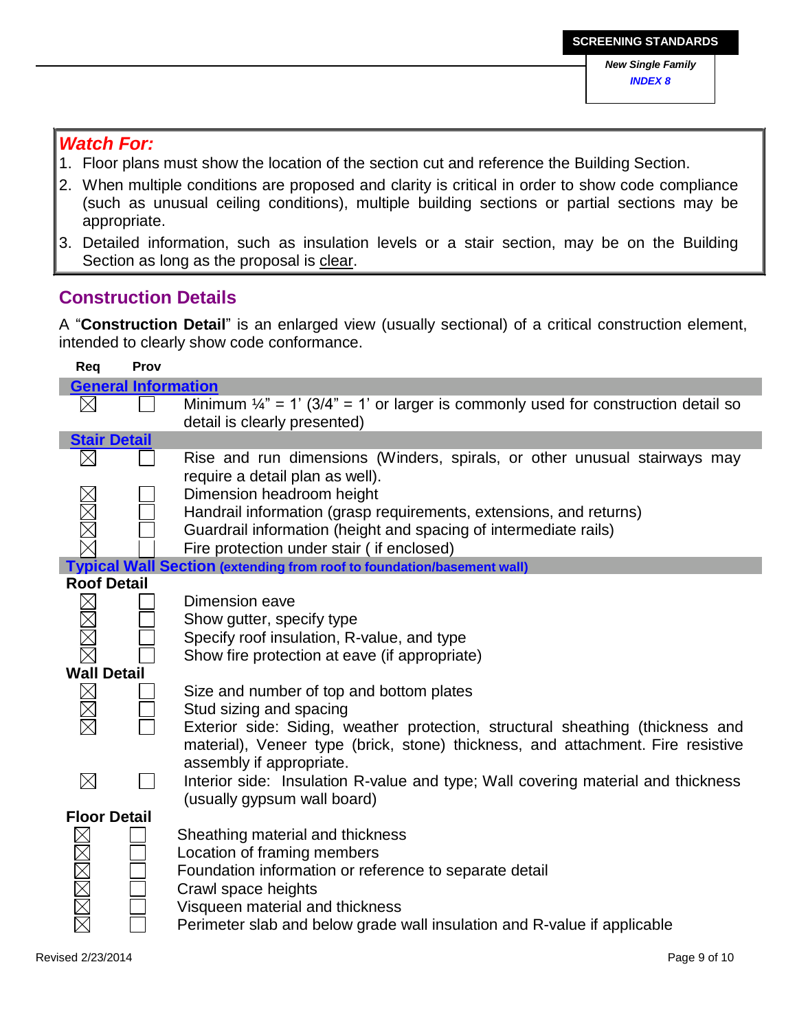## Watch For:

1. Floor plans must show the location of the section cut and reference the Building Section.
2. When multiple conditions are proposed and clarity is critical in order to show code compliance (such as unusual ceiling conditions), multiple building sections or partial sections may be appropriate.
3. Detailed information, such as insulation levels or a stair section, may be on the Building Section as long as the proposal is clear.

## Construction Details

A "**Construction Detail**" is an enlarged view (usually sectional) of a critical construction element, intended to clearly show code conformance.

| Req | Prov | |
|---|---|---|
| **General Information** | | |
| ☒ | ☐ | Minimum ¼" = 1' (3/4" = 1' or larger is commonly used for construction detail so detail is clearly presented) |
| **Stair Detail** | | |
| ☒ | ☐ | Rise and run dimensions (Winders, spirals, or other unusual stairways may require a detail plan as well). |
| ☒ | ☐ | Dimension headroom height |
| ☒ | ☐ | Handrail information (grasp requirements, extensions, and returns) |
| ☒ | ☐ | Guardrail information (height and spacing of intermediate rails) |
| ☒ | ☐ | Fire protection under stair ( if enclosed) |
| **Typical Wall Section (extending from roof to foundation/basement wall)** | | |
| **Roof Detail** | | |
| ☒ | ☐ | Dimension eave |
| ☒ | ☐ | Show gutter, specify type |
| ☒ | ☐ | Specify roof insulation, R-value, and type |
| ☒ | ☐ | Show fire protection at eave (if appropriate) |
| **Wall Detail** | | |
| ☒ | ☐ | Size and number of top and bottom plates |
| ☒ | ☐ | Stud sizing and spacing |
| ☒ | ☐ | Exterior side: Siding, weather protection, structural sheathing (thickness and material), Veneer type (brick, stone) thickness, and attachment. Fire resistive assembly if appropriate. |
| ☒ | ☐ | Interior side: Insulation R-value and type; Wall covering material and thickness (usually gypsum wall board) |
| **Floor Detail** | | |
| ☒ | ☐ | Sheathing material and thickness |
| ☒ | ☐ | Location of framing members |
| ☒ | ☐ | Foundation information or reference to separate detail |
| ☒ | ☐ | Crawl space heights |
| ☒ | ☐ | Visqueen material and thickness |
| ☒ | ☐ | Perimeter slab and below grade wall insulation and R-value if applicable |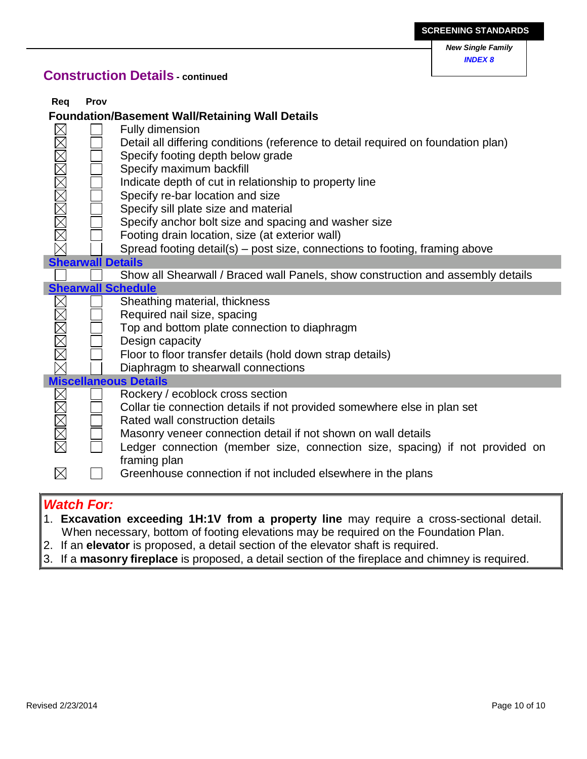**SCREENING STANDARDS**

*New Single Family*
*INDEX 8*

## Construction Details - continued

| Req | Prov | |
|---|---|---|
| | | **Foundation/Basement Wall/Retaining Wall Details** |
| ☒ | ☐ | Fully dimension |
| ☒ | ☐ | Detail all differing conditions (reference to detail required on foundation plan) |
| ☒ | ☐ | Specify footing depth below grade |
| ☒ | ☐ | Specify maximum backfill |
| ☒ | ☐ | Indicate depth of cut in relationship to property line |
| ☒ | ☐ | Specify re-bar location and size |
| ☒ | ☐ | Specify sill plate size and material |
| ☒ | ☐ | Specify anchor bolt size and spacing and washer size |
| ☒ | ☐ | Footing drain location, size (at exterior wall) |
| ☒ | ☐ | Spread footing detail(s) – post size, connections to footing, framing above |
| | | **Shearwall Details** |
| ☐ | ☐ | Show all Shearwall / Braced wall Panels, show construction and assembly details |
| | | **Shearwall Schedule** |
| ☒ | ☐ | Sheathing material, thickness |
| ☒ | ☐ | Required nail size, spacing |
| ☒ | ☐ | Top and bottom plate connection to diaphragm |
| ☒ | ☐ | Design capacity |
| ☒ | ☐ | Floor to floor transfer details (hold down strap details) |
| ☒ | ☐ | Diaphragm to shearwall connections |
| | | **Miscellaneous Details** |
| ☒ | ☐ | Rockery / ecoblock cross section |
| ☒ | ☐ | Collar tie connection details if not provided somewhere else in plan set |
| ☒ | ☐ | Rated wall construction details |
| ☒ | ☐ | Masonry veneer connection detail if not shown on wall details |
| ☒ | ☐ | Ledger connection (member size, connection size, spacing) if not provided on framing plan |
| ☒ | ☐ | Greenhouse connection if not included elsewhere in the plans |

***Watch For:***

1. **Excavation exceeding 1H:1V from a property line** may require a cross-sectional detail. When necessary, bottom of footing elevations may be required on the Foundation Plan.
2. If an **elevator** is proposed, a detail section of the elevator shaft is required.
3. If a **masonry fireplace** is proposed, a detail section of the fireplace and chimney is required.

Revised 2/23/2014